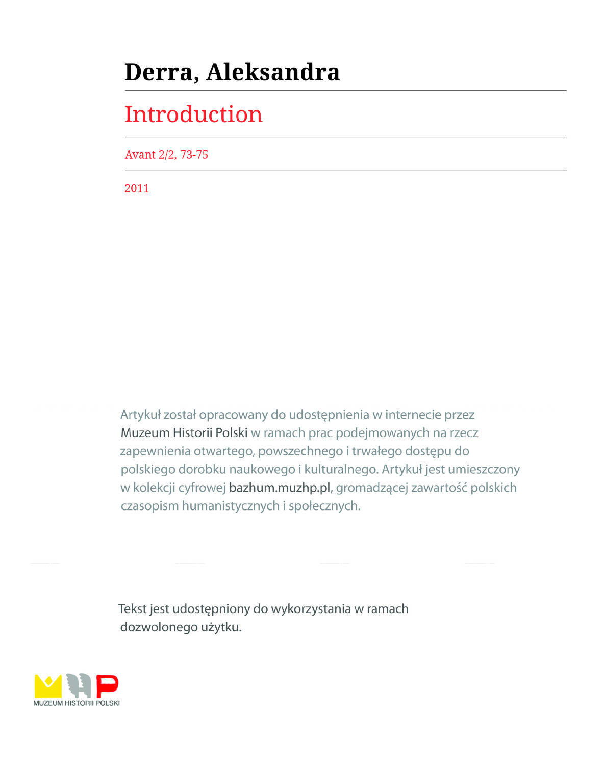# Derra, Aleksandra

## Introduction

Avant 2/2, 73-75

2011

Artykuł został opracowany do udostępnienia w internecie przez Muzeum Historii Polski w ramach prac podejmowanych na rzecz zapewnienia otwartego, powszechnego i trwałego dostępu do polskiego dorobku naukowego i kulturalnego. Artykuł jest umieszczony w kolekcji cyfrowej bazhum.muzhp.pl, gromadzącej zawartość polskich czasopism humanistycznych i społecznych.

Tekst jest udostępniony do wykorzystania w ramach dozwolonego użytku.

MUZEUM HISTORII POLSKI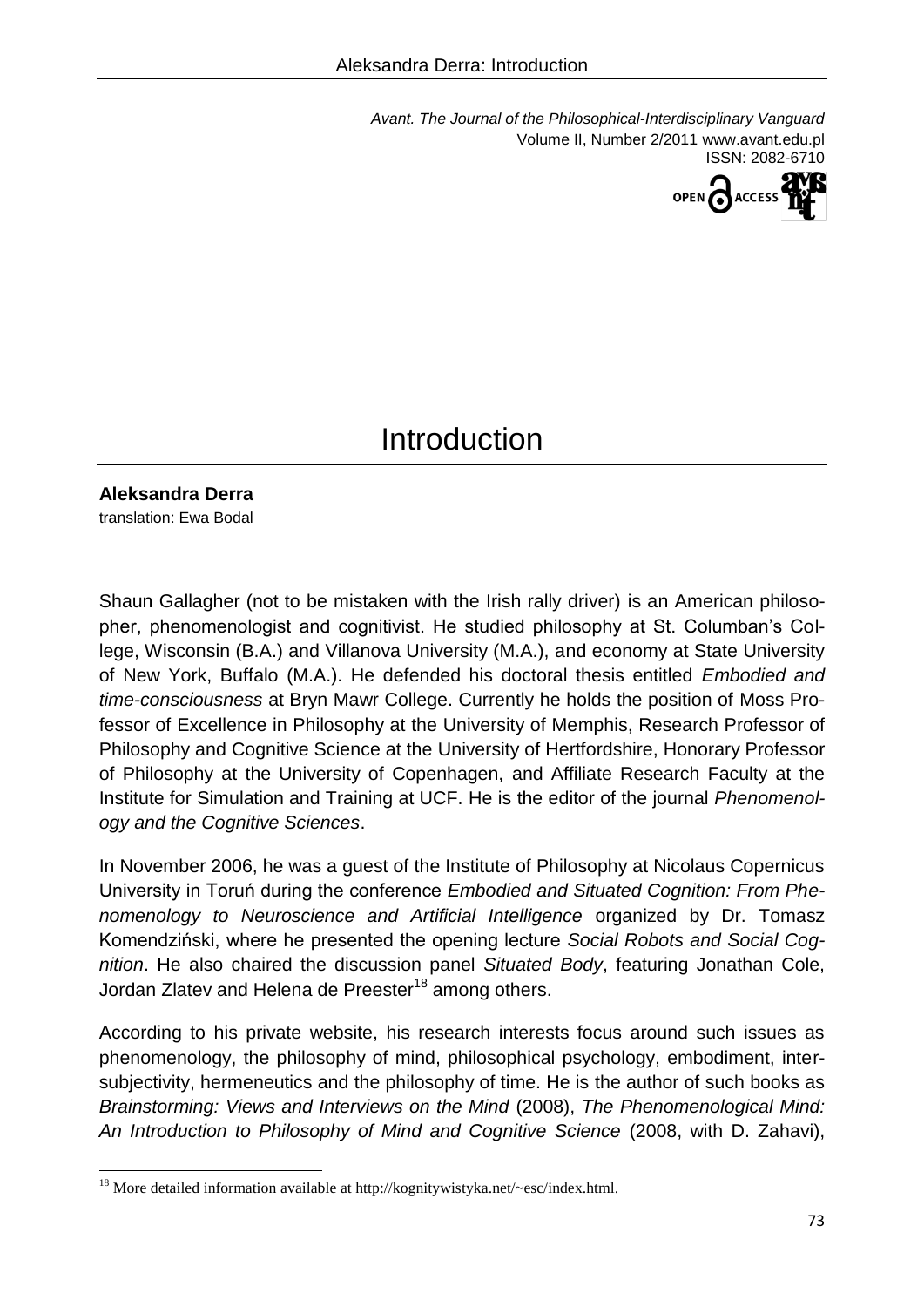# Introduction

**Aleksandra Derra**
translation: Ewa Bodal

Shaun Gallagher (not to be mistaken with the Irish rally driver) is an American philosopher, phenomenologist and cognitivist. He studied philosophy at St. Columban's College, Wisconsin (B.A.) and Villanova University (M.A.), and economy at State University of New York, Buffalo (M.A.). He defended his doctoral thesis entitled *Embodied and time-consciousness* at Bryn Mawr College. Currently he holds the position of Moss Professor of Excellence in Philosophy at the University of Memphis, Research Professor of Philosophy and Cognitive Science at the University of Hertfordshire, Honorary Professor of Philosophy at the University of Copenhagen, and Affiliate Research Faculty at the Institute for Simulation and Training at UCF. He is the editor of the journal *Phenomenology and the Cognitive Sciences*.

In November 2006, he was a guest of the Institute of Philosophy at Nicolaus Copernicus University in Toruń during the conference *Embodied and Situated Cognition: From Phenomenology to Neuroscience and Artificial Intelligence* organized by Dr. Tomasz Komendziński, where he presented the opening lecture *Social Robots and Social Cognition*. He also chaired the discussion panel *Situated Body*, featuring Jonathan Cole, Jordan Zlatev and Helena de Preester[18] among others.

According to his private website, his research interests focus around such issues as phenomenology, the philosophy of mind, philosophical psychology, embodiment, intersubjectivity, hermeneutics and the philosophy of time. He is the author of such books as *Brainstorming: Views and Interviews on the Mind* (2008), *The Phenomenological Mind: An Introduction to Philosophy of Mind and Cognitive Science* (2008, with D. Zahavi),

[18] More detailed information available at http://kognitywistyka.net/~esc/index.html.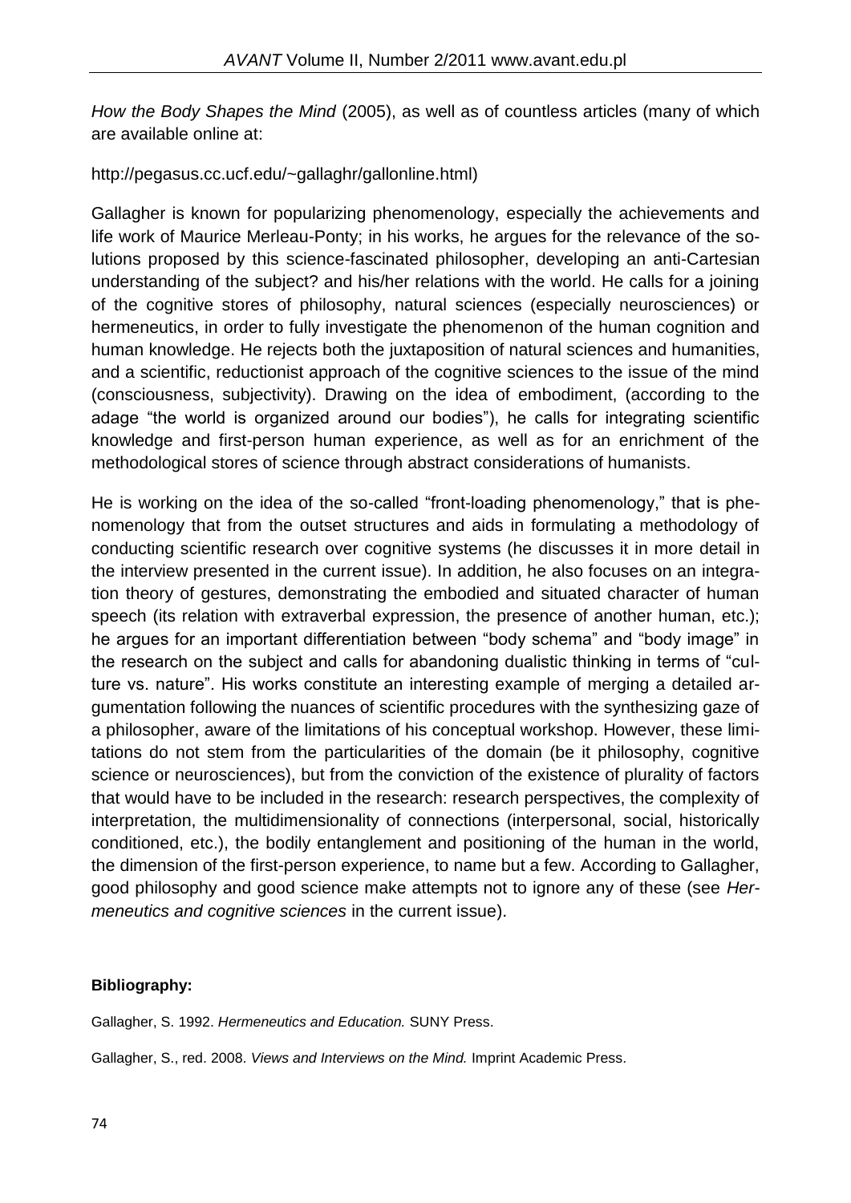*How the Body Shapes the Mind* (2005), as well as of countless articles (many of which are available online at:

http://pegasus.cc.ucf.edu/~gallaghr/gallonline.html)

Gallagher is known for popularizing phenomenology, especially the achievements and life work of Maurice Merleau-Ponty; in his works, he argues for the relevance of the solutions proposed by this science-fascinated philosopher, developing an anti-Cartesian understanding of the subject? and his/her relations with the world. He calls for a joining of the cognitive stores of philosophy, natural sciences (especially neurosciences) or hermeneutics, in order to fully investigate the phenomenon of the human cognition and human knowledge. He rejects both the juxtaposition of natural sciences and humanities, and a scientific, reductionist approach of the cognitive sciences to the issue of the mind (consciousness, subjectivity). Drawing on the idea of embodiment, (according to the adage "the world is organized around our bodies"), he calls for integrating scientific knowledge and first-person human experience, as well as for an enrichment of the methodological stores of science through abstract considerations of humanists.

He is working on the idea of the so-called "front-loading phenomenology," that is phenomenology that from the outset structures and aids in formulating a methodology of conducting scientific research over cognitive systems (he discusses it in more detail in the interview presented in the current issue). In addition, he also focuses on an integration theory of gestures, demonstrating the embodied and situated character of human speech (its relation with extraverbal expression, the presence of another human, etc.); he argues for an important differentiation between "body schema" and "body image" in the research on the subject and calls for abandoning dualistic thinking in terms of "culture vs. nature". His works constitute an interesting example of merging a detailed argumentation following the nuances of scientific procedures with the synthesizing gaze of a philosopher, aware of the limitations of his conceptual workshop. However, these limitations do not stem from the particularities of the domain (be it philosophy, cognitive science or neurosciences), but from the conviction of the existence of plurality of factors that would have to be included in the research: research perspectives, the complexity of interpretation, the multidimensionality of connections (interpersonal, social, historically conditioned, etc.), the bodily entanglement and positioning of the human in the world, the dimension of the first-person experience, to name but a few. According to Gallagher, good philosophy and good science make attempts not to ignore any of these (see *Hermeneutics and cognitive sciences* in the current issue).

**Bibliography:**

Gallagher, S. 1992. *Hermeneutics and Education.* SUNY Press.

Gallagher, S., red. 2008. *Views and Interviews on the Mind.* Imprint Academic Press.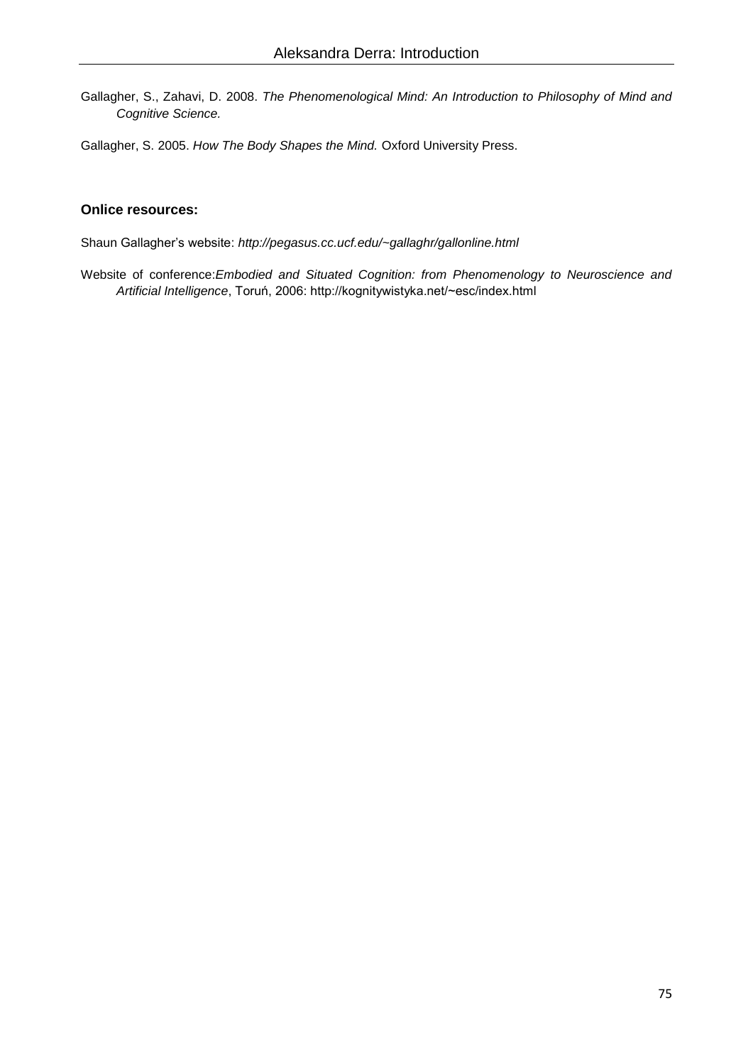Gallagher, S., Zahavi, D. 2008. *The Phenomenological Mind: An Introduction to Philosophy of Mind and Cognitive Science.*

Gallagher, S. 2005. *How The Body Shapes the Mind.* Oxford University Press.

**Onlice resources:**

Shaun Gallagher's website: *http://pegasus.cc.ucf.edu/~gallaghr/gallonline.html*

Website of conference:*Embodied and Situated Cognition: from Phenomenology to Neuroscience and Artificial Intelligence*, Toruń, 2006: http://kognitywistyka.net/~esc/index.html